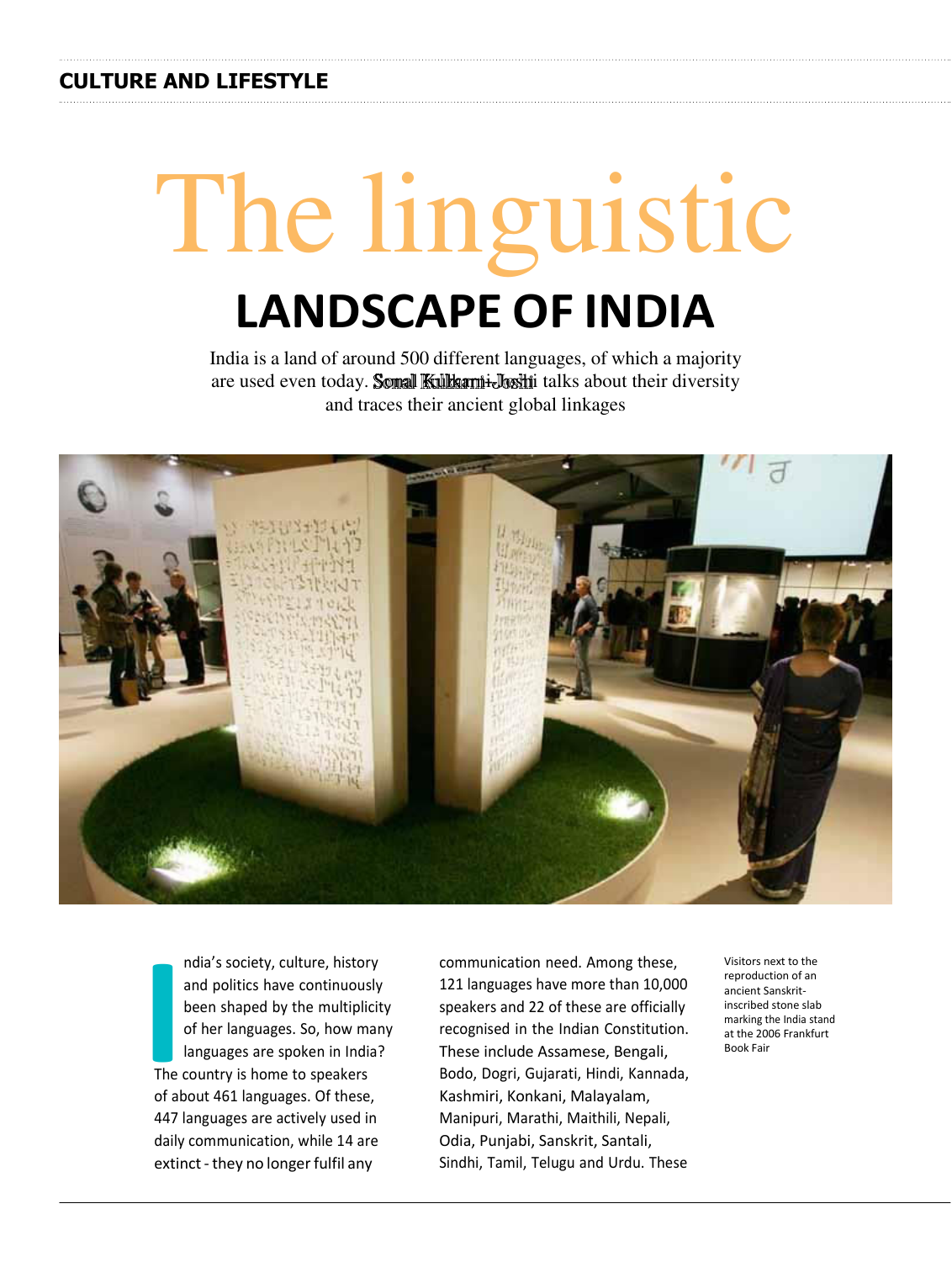CULTURE AND LIFESTYLE

# The linguistic LANDSCAPE OF INDIA

India is a land of around 500 different languages, of which a majority are used even today. Sonal Kulkarni-Joshi talks about their diversity and traces their ancient global linkages

Visitors next to the reproduction of an ancient Sanskrit-inscribed stone slab marking the India stand at the 2006 Frankfurt Book Fair

India's society, culture, history and politics have continuously been shaped by the multiplicity of her languages. So, how many languages are spoken in India? The country is home to speakers of about 461 languages. Of these, 447 languages are actively used in daily communication, while 14 are extinct - they no longer fulfil any communication need. Among these, 121 languages have more than 10,000 speakers and 22 of these are officially recognised in the Indian Constitution. These include Assamese, Bengali, Bodo, Dogri, Gujarati, Hindi, Kannada, Kashmiri, Konkani, Malayalam, Manipuri, Marathi, Maithili, Nepali, Odia, Punjabi, Sanskrit, Santali, Sindhi, Tamil, Telugu and Urdu. These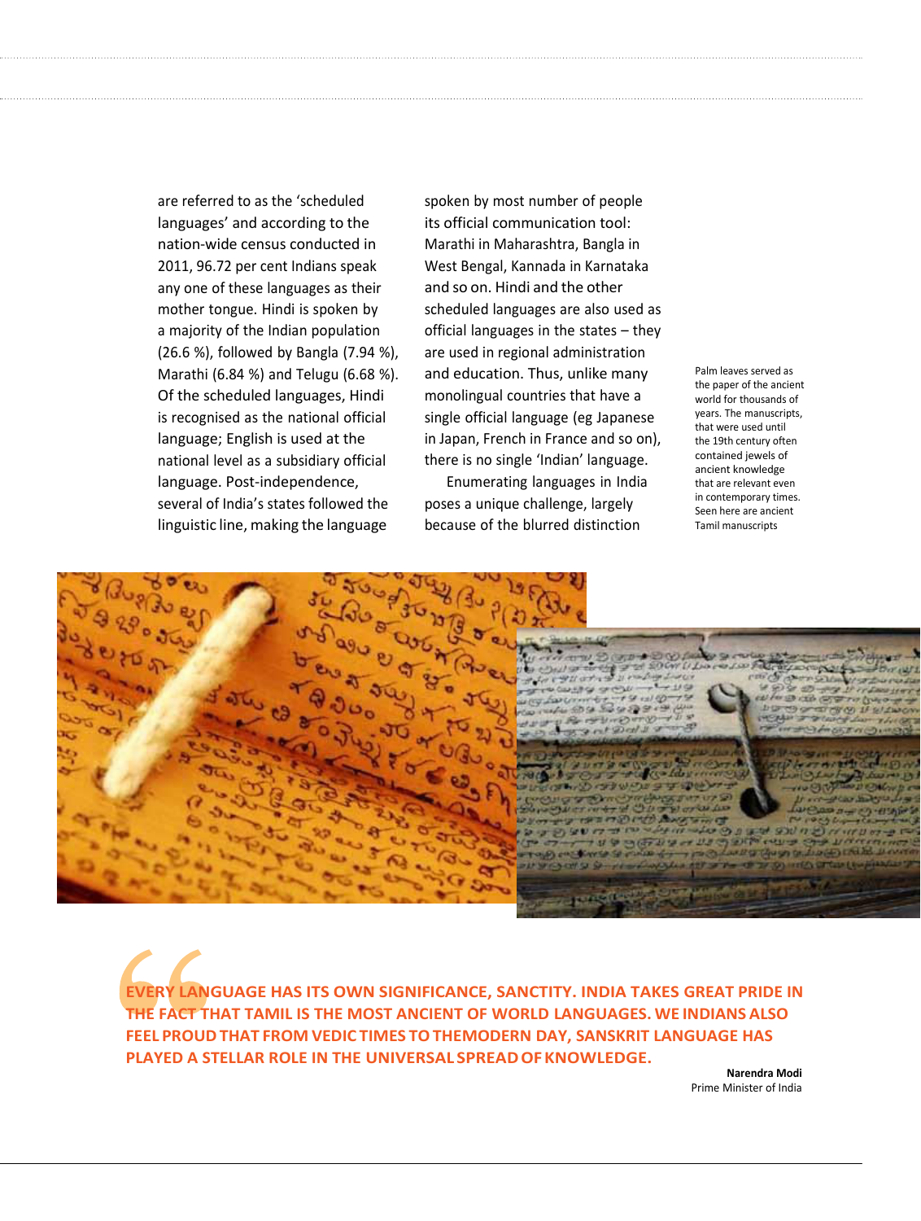are referred to as the 'scheduled languages' and according to the nation-wide census conducted in 2011, 96.72 per cent Indians speak any one of these languages as their mother tongue. Hindi is spoken by a majority of the Indian population (26.6 %), followed by Bangla (7.94 %), Marathi (6.84 %) and Telugu (6.68 %). Of the scheduled languages, Hindi is recognised as the national official language; English is used at the national level as a subsidiary official language. Post-independence, several of India's states followed the linguistic line, making the language spoken by most number of people its official communication tool: Marathi in Maharashtra, Bangla in West Bengal, Kannada in Karnataka and so on. Hindi and the other scheduled languages are also used as official languages in the states – they are used in regional administration and education. Thus, unlike many monolingual countries that have a single official language (eg Japanese in Japan, French in France and so on), there is no single 'Indian' language.

Enumerating languages in India poses a unique challenge, largely because of the blurred distinction

Palm leaves served as the paper of the ancient world for thousands of years. The manuscripts, that were used until the 19th century often contained jewels of ancient knowledge that are relevant even in contemporary times. Seen here are ancient Tamil manuscripts

**EVERY LANGUAGE HAS ITS OWN SIGNIFICANCE, SANCTITY. INDIA TAKES GREAT PRIDE IN THE FACT THAT TAMIL IS THE MOST ANCIENT OF WORLD LANGUAGES. WE INDIANS ALSO FEEL PROUD THAT FROM VEDIC TIMES TO THEMODERN DAY, SANSKRIT LANGUAGE HAS PLAYED A STELLAR ROLE IN THE UNIVERSAL SPREAD OF KNOWLEDGE.**

**Narendra Modi**
Prime Minister of India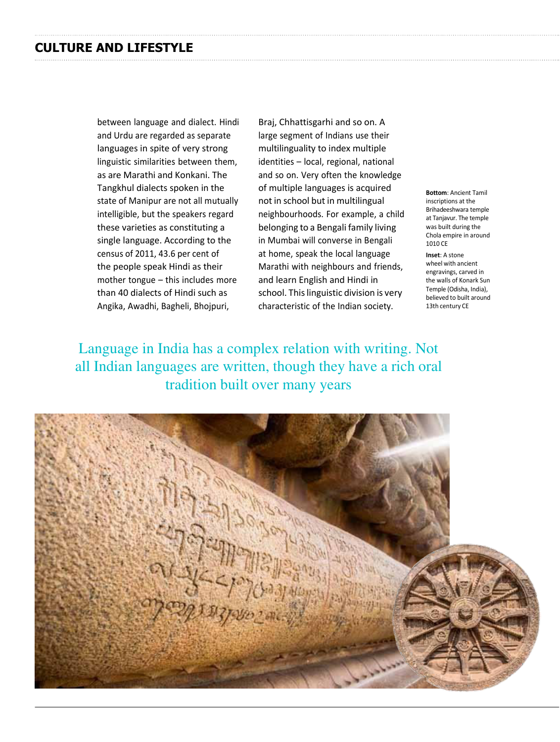between language and dialect. Hindi and Urdu are regarded as separate languages in spite of very strong linguistic similarities between them, as are Marathi and Konkani. The Tangkhul dialects spoken in the state of Manipur are not all mutually intelligible, but the speakers regard these varieties as constituting a single language. According to the census of 2011, 43.6 per cent of the people speak Hindi as their mother tongue – this includes more than 40 dialects of Hindi such as Angika, Awadhi, Bagheli, Bhojpuri, Braj, Chhattisgarhi and so on. A large segment of Indians use their multilinguality to index multiple identities – local, regional, national and so on. Very often the knowledge of multiple languages is acquired not in school but in multilingual neighbourhoods. For example, a child belonging to a Bengali family living in Mumbai will converse in Bengali at home, speak the local language Marathi with neighbours and friends, and learn English and Hindi in school. This linguistic division is very characteristic of the Indian society.

**Bottom**: Ancient Tamil inscriptions at the Brihadeeshwara temple at Tanjavur. The temple was built during the Chola empire in around 1010 CE

**Inset**: A stone wheel with ancient engravings, carved in the walls of Konark Sun Temple (Odisha, India), believed to built around 13th century CE

> Language in India has a complex relation with writing. Not all Indian languages are written, though they have a rich oral tradition built over many years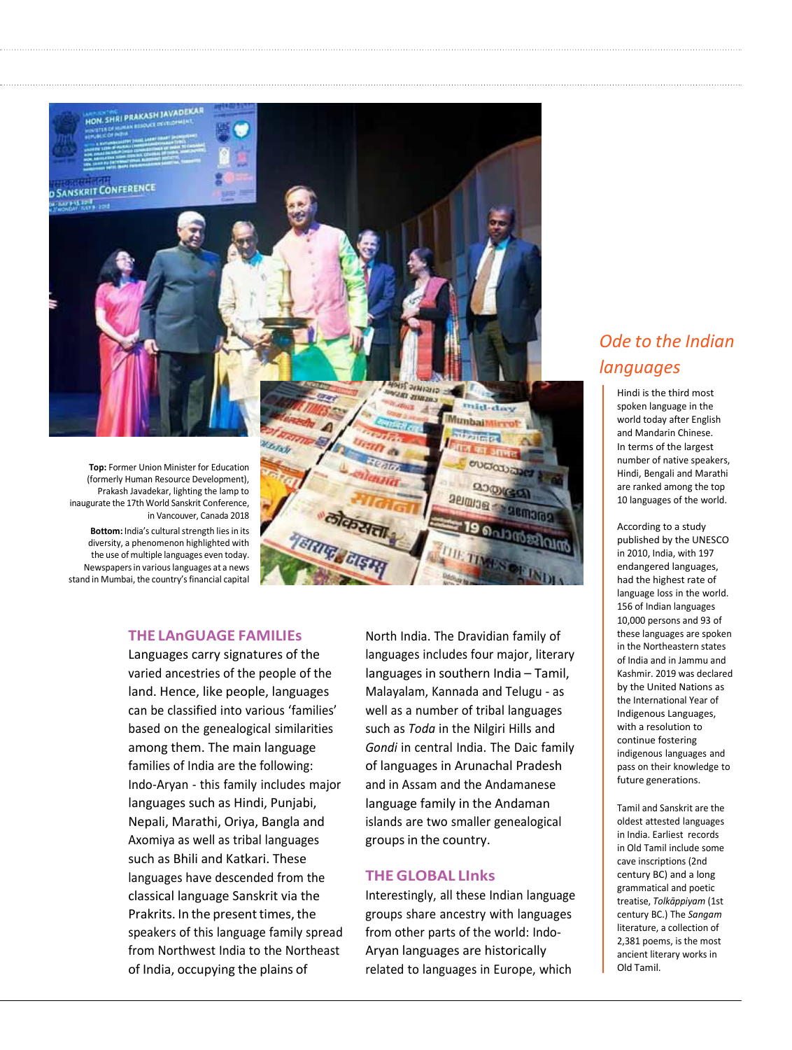**Top:** Former Union Minister for Education (formerly Human Resource Development), Prakash Javadekar, lighting the lamp to inaugurate the 17th World Sanskrit Conference, in Vancouver, Canada 2018

**Bottom:** India's cultural strength lies in its diversity, a phenomenon highlighted with the use of multiple languages even today. Newspapers in various languages at a news stand in Mumbai, the country's financial capital

## THE LAnGUAGE FAMILIEs

Languages carry signatures of the varied ancestries of the people of the land. Hence, like people, languages can be classified into various 'families' based on the genealogical similarities among them. The main language families of India are the following: Indo-Aryan - this family includes major languages such as Hindi, Punjabi, Nepali, Marathi, Oriya, Bangla and Axomiya as well as tribal languages such as Bhili and Katkari. These languages have descended from the classical language Sanskrit via the Prakrits. In the present times, the speakers of this language family spread from Northwest India to the Northeast of India, occupying the plains of North India. The Dravidian family of languages includes four major, literary languages in southern India – Tamil, Malayalam, Kannada and Telugu - as well as a number of tribal languages such as *Toda* in the Nilgiri Hills and *Gondi* in central India. The Daic family of languages in Arunachal Pradesh and in Assam and the Andamanese language family in the Andaman islands are two smaller genealogical groups in the country.

## THE GLOBAL LInks

Interestingly, all these Indian language groups share ancestry with languages from other parts of the world: Indo-Aryan languages are historically related to languages in Europe, which

## *Ode to the Indian languages*

Hindi is the third most spoken language in the world today after English and Mandarin Chinese. In terms of the largest number of native speakers, Hindi, Bengali and Marathi are ranked among the top 10 languages of the world.

According to a study published by the UNESCO in 2010, India, with 197 endangered languages, had the highest rate of language loss in the world. 156 of Indian languages 10,000 persons and 93 of these languages are spoken in the Northeastern states of India and in Jammu and Kashmir. 2019 was declared by the United Nations as the International Year of Indigenous Languages, with a resolution to continue fostering indigenous languages and pass on their knowledge to future generations.

Tamil and Sanskrit are the oldest attested languages in India. Earliest records in Old Tamil include some cave inscriptions (2nd century BC) and a long grammatical and poetic treatise, *Tolkāppiyam* (1st century BC.) The *Sangam* literature, a collection of 2,381 poems, is the most ancient literary works in Old Tamil.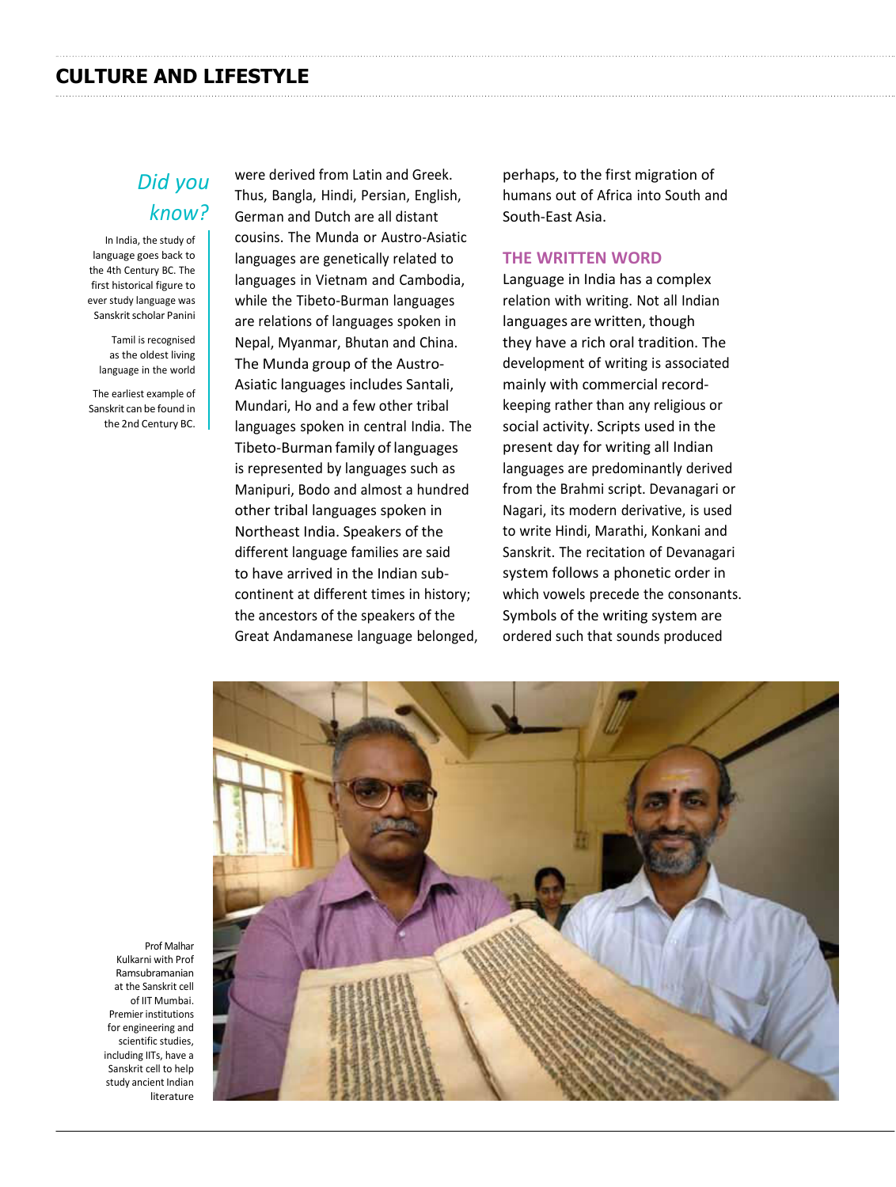## Did you know?

In India, the study of language goes back to the 4th Century BC. The first historical figure to ever study language was Sanskrit scholar Panini

Tamil is recognised as the oldest living language in the world

The earliest example of Sanskrit can be found in the 2nd Century BC.

were derived from Latin and Greek. Thus, Bangla, Hindi, Persian, English, German and Dutch are all distant cousins. The Munda or Austro-Asiatic languages are genetically related to languages in Vietnam and Cambodia, while the Tibeto-Burman languages are relations of languages spoken in Nepal, Myanmar, Bhutan and China. The Munda group of the Austro-Asiatic languages includes Santali, Mundari, Ho and a few other tribal languages spoken in central India. The Tibeto-Burman family of languages is represented by languages such as Manipuri, Bodo and almost a hundred other tribal languages spoken in Northeast India. Speakers of the different language families are said to have arrived in the Indian sub-continent at different times in history; the ancestors of the speakers of the Great Andamanese language belonged, perhaps, to the first migration of humans out of Africa into South and South-East Asia.

### THE WRITTEN WORD

Language in India has a complex relation with writing. Not all Indian languages are written, though they have a rich oral tradition. The development of writing is associated mainly with commercial record-keeping rather than any religious or social activity. Scripts used in the present day for writing all Indian languages are predominantly derived from the Brahmi script. Devanagari or Nagari, its modern derivative, is used to write Hindi, Marathi, Konkani and Sanskrit. The recitation of Devanagari system follows a phonetic order in which vowels precede the consonants. Symbols of the writing system are ordered such that sounds produced

Prof Malhar Kulkarni with Prof Ramsubramanian at the Sanskrit cell of IIT Mumbai. Premier institutions for engineering and scientific studies, including IITs, have a Sanskrit cell to help study ancient Indian literature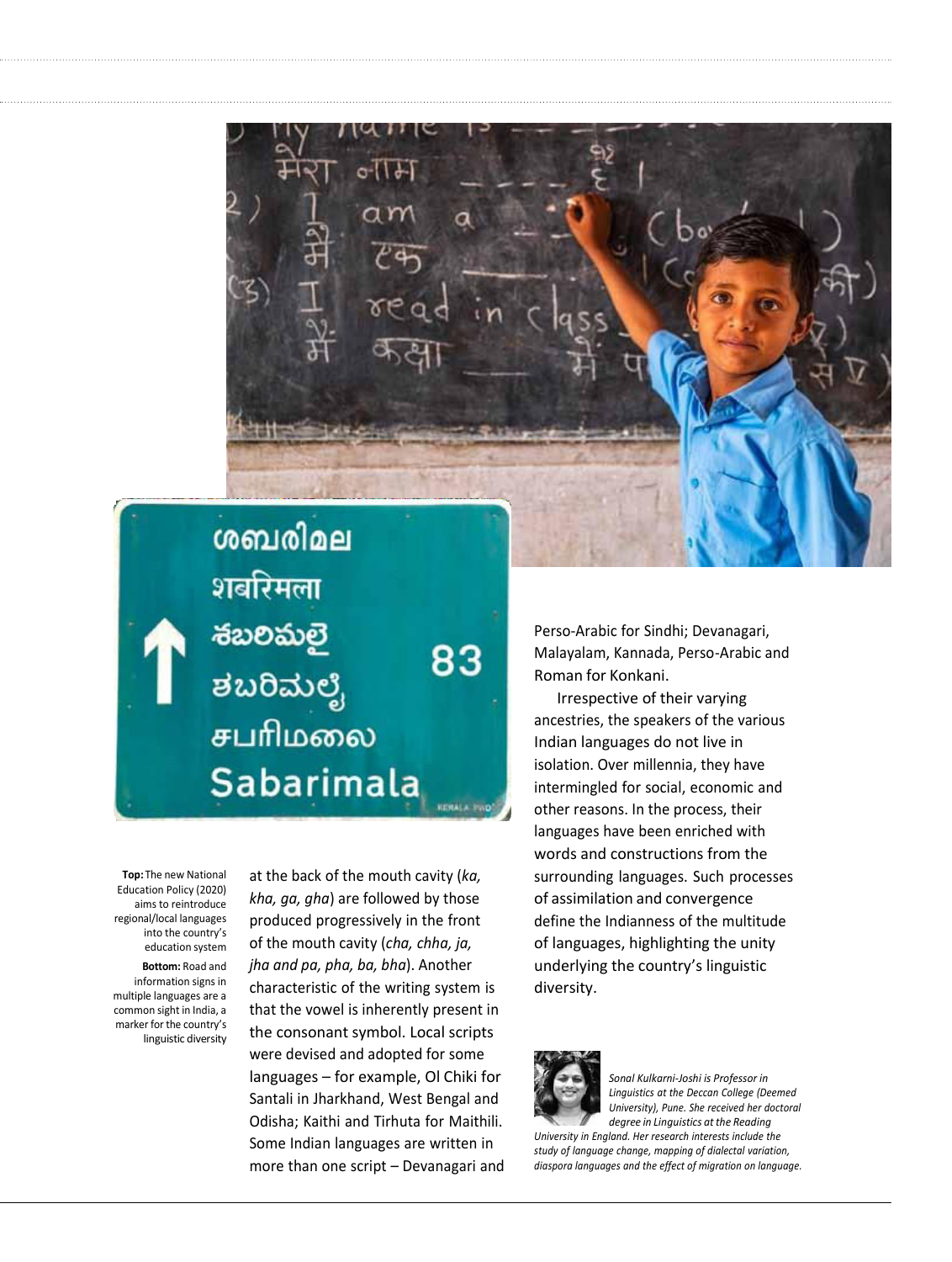**Top:** The new National Education Policy (2020) aims to reintroduce regional/local languages into the country's education system

**Bottom:** Road and information signs in multiple languages are a common sight in India, a marker for the country's linguistic diversity

at the back of the mouth cavity (*ka, kha, ga, gha*) are followed by those produced progressively in the front of the mouth cavity (*cha, chha, ja, jha and pa, pha, ba, bha*). Another characteristic of the writing system is that the vowel is inherently present in the consonant symbol. Local scripts were devised and adopted for some languages – for example, Ol Chiki for Santali in Jharkhand, West Bengal and Odisha; Kaithi and Tirhuta for Maithili. Some Indian languages are written in more than one script – Devanagari and Perso-Arabic for Sindhi; Devanagari, Malayalam, Kannada, Perso-Arabic and Roman for Konkani.

Irrespective of their varying ancestries, the speakers of the various Indian languages do not live in isolation. Over millennia, they have intermingled for social, economic and other reasons. In the process, their languages have been enriched with words and constructions from the surrounding languages. Such processes of assimilation and convergence define the Indianness of the multitude of languages, highlighting the unity underlying the country's linguistic diversity.

*Sonal Kulkarni-Joshi is Professor in Linguistics at the Deccan College (Deemed University), Pune. She received her doctoral degree in Linguistics at the Reading University in England. Her research interests include the study of language change, mapping of dialectal variation, diaspora languages and the effect of migration on language.*